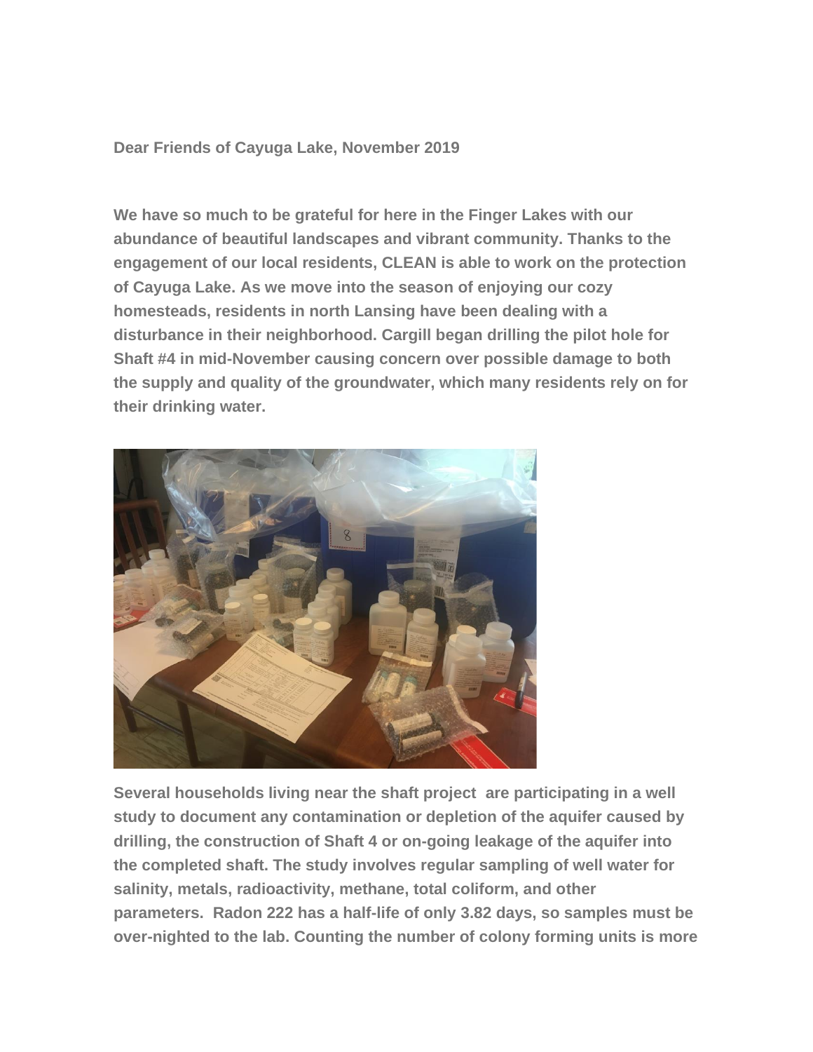**Dear Friends of Cayuga Lake, November 2019**

**We have so much to be grateful for here in the Finger Lakes with our abundance of beautiful landscapes and vibrant community. Thanks to the engagement of our local residents, CLEAN is able to work on the protection of Cayuga Lake. As we move into the season of enjoying our cozy homesteads, residents in north Lansing have been dealing with a disturbance in their neighborhood. Cargill began drilling the pilot hole for Shaft #4 in mid-November causing concern over possible damage to both the supply and quality of the groundwater, which many residents rely on for their drinking water.**

**Several households living near the shaft project are participating in a well study to document any contamination or depletion of the aquifer caused by drilling, the construction of Shaft 4 or on-going leakage of the aquifer into the completed shaft. The study involves regular sampling of well water for salinity, metals, radioactivity, methane, total coliform, and other parameters. Radon 222 has a half-life of only 3.82 days, so samples must be over-nighted to the lab. Counting the number of colony forming units is more**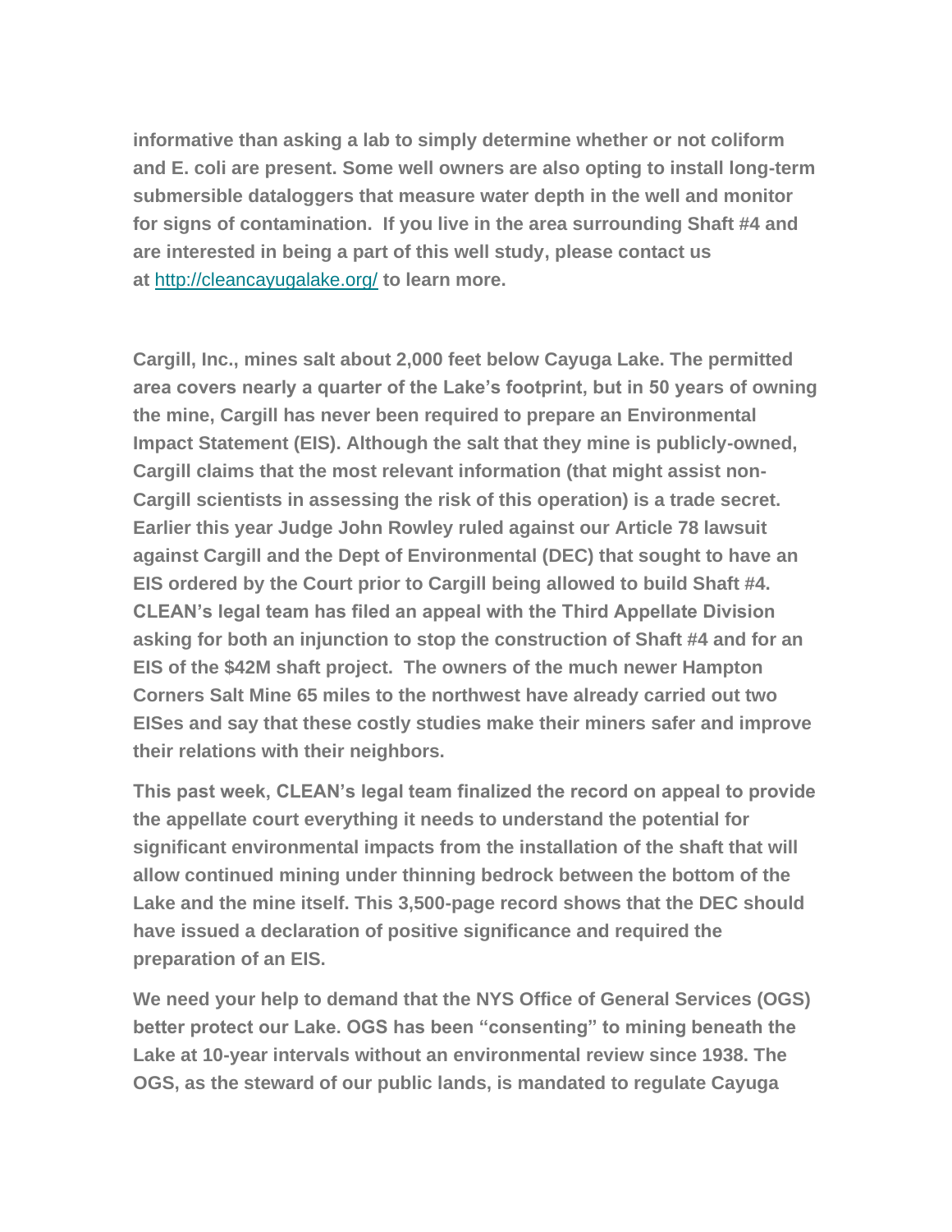**informative than asking a lab to simply determine whether or not coliform and E. coli are present. Some well owners are also opting to install long-term submersible dataloggers that measure water depth in the well and monitor for signs of contamination. If you live in the area surrounding Shaft #4 and are interested in being a part of this well study, please contact us at [http://cleancayugalake.org/](http://cleancayugalake.org/) to learn more.**

**Cargill, Inc., mines salt about 2,000 feet below Cayuga Lake. The permitted area covers nearly a quarter of the Lake's footprint, but in 50 years of owning the mine, Cargill has never been required to prepare an Environmental Impact Statement (EIS). Although the salt that they mine is publicly-owned, Cargill claims that the most relevant information (that might assist non-Cargill scientists in assessing the risk of this operation) is a trade secret. Earlier this year Judge John Rowley ruled against our Article 78 lawsuit against Cargill and the Dept of Environmental (DEC) that sought to have an EIS ordered by the Court prior to Cargill being allowed to build Shaft #4. CLEAN's legal team has filed an appeal with the Third Appellate Division asking for both an injunction to stop the construction of Shaft #4 and for an EIS of the $42M shaft project. The owners of the much newer Hampton Corners Salt Mine 65 miles to the northwest have already carried out two EISes and say that these costly studies make their miners safer and improve their relations with their neighbors.**

**This past week, CLEAN's legal team finalized the record on appeal to provide the appellate court everything it needs to understand the potential for significant environmental impacts from the installation of the shaft that will allow continued mining under thinning bedrock between the bottom of the Lake and the mine itself. This 3,500-page record shows that the DEC should have issued a declaration of positive significance and required the preparation of an EIS.**

**We need your help to demand that the NYS Office of General Services (OGS) better protect our Lake. OGS has been "consenting" to mining beneath the Lake at 10-year intervals without an environmental review since 1938. The OGS, as the steward of our public lands, is mandated to regulate Cayuga**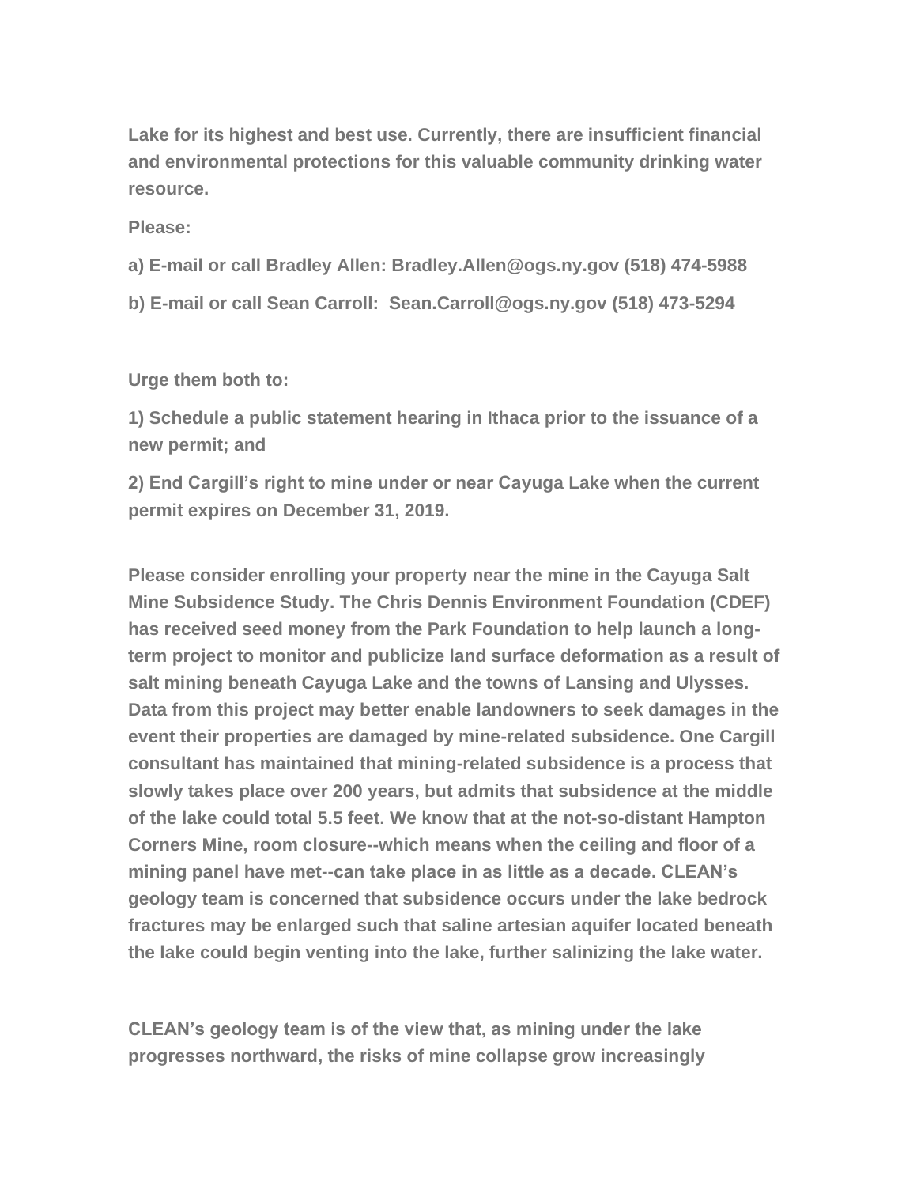**Lake for its highest and best use. Currently, there are insufficient financial and environmental protections for this valuable community drinking water resource.**

**Please:**

**a) E-mail or call Bradley Allen: Bradley.Allen@ogs.ny.gov (518) 474-5988**

**b) E-mail or call Sean Carroll: Sean.Carroll@ogs.ny.gov (518) 473-5294**

**Urge them both to:**

**1) Schedule a public statement hearing in Ithaca prior to the issuance of a new permit; and**

**2) End Cargill's right to mine under or near Cayuga Lake when the current permit expires on December 31, 2019.**

**Please consider enrolling your property near the mine in the Cayuga Salt Mine Subsidence Study. The Chris Dennis Environment Foundation (CDEF) has received seed money from the Park Foundation to help launch a long-term project to monitor and publicize land surface deformation as a result of salt mining beneath Cayuga Lake and the towns of Lansing and Ulysses. Data from this project may better enable landowners to seek damages in the event their properties are damaged by mine-related subsidence. One Cargill consultant has maintained that mining-related subsidence is a process that slowly takes place over 200 years, but admits that subsidence at the middle of the lake could total 5.5 feet. We know that at the not-so-distant Hampton Corners Mine, room closure--which means when the ceiling and floor of a mining panel have met--can take place in as little as a decade. CLEAN's geology team is concerned that subsidence occurs under the lake bedrock fractures may be enlarged such that saline artesian aquifer located beneath the lake could begin venting into the lake, further salinizing the lake water.**

**CLEAN's geology team is of the view that, as mining under the lake progresses northward, the risks of mine collapse grow increasingly**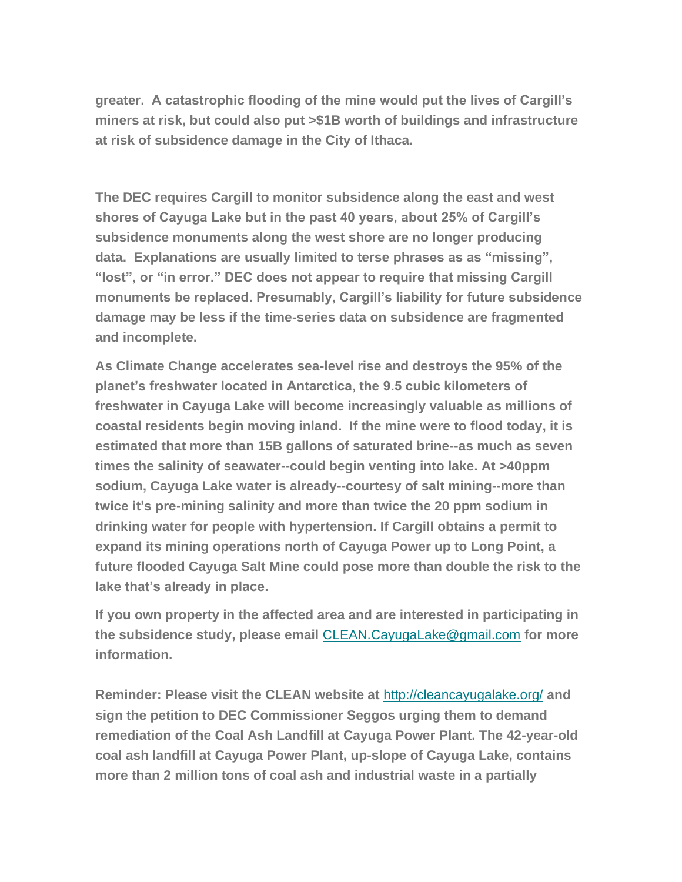**greater. A catastrophic flooding of the mine would put the lives of Cargill's miners at risk, but could also put >$1B worth of buildings and infrastructure at risk of subsidence damage in the City of Ithaca.**

**The DEC requires Cargill to monitor subsidence along the east and west shores of Cayuga Lake but in the past 40 years, about 25% of Cargill's subsidence monuments along the west shore are no longer producing data. Explanations are usually limited to terse phrases as as "missing", "lost", or "in error." DEC does not appear to require that missing Cargill monuments be replaced. Presumably, Cargill's liability for future subsidence damage may be less if the time-series data on subsidence are fragmented and incomplete.**

**As Climate Change accelerates sea-level rise and destroys the 95% of the planet's freshwater located in Antarctica, the 9.5 cubic kilometers of freshwater in Cayuga Lake will become increasingly valuable as millions of coastal residents begin moving inland. If the mine were to flood today, it is estimated that more than 15B gallons of saturated brine--as much as seven times the salinity of seawater--could begin venting into lake. At >40ppm sodium, Cayuga Lake water is already--courtesy of salt mining--more than twice it's pre-mining salinity and more than twice the 20 ppm sodium in drinking water for people with hypertension. If Cargill obtains a permit to expand its mining operations north of Cayuga Power up to Long Point, a future flooded Cayuga Salt Mine could pose more than double the risk to the lake that's already in place.**

**If you own property in the affected area and are interested in participating in the subsidence study, please email [CLEAN.CayugaLake@gmail.com](mailto:CLEAN.CayugaLake@gmail.com) for more information.**

**Reminder: Please visit the CLEAN website at [http://cleancayugalake.org/](http://cleancayugalake.org/) and sign the petition to DEC Commissioner Seggos urging them to demand remediation of the Coal Ash Landfill at Cayuga Power Plant. The 42-year-old coal ash landfill at Cayuga Power Plant, up-slope of Cayuga Lake, contains more than 2 million tons of coal ash and industrial waste in a partially**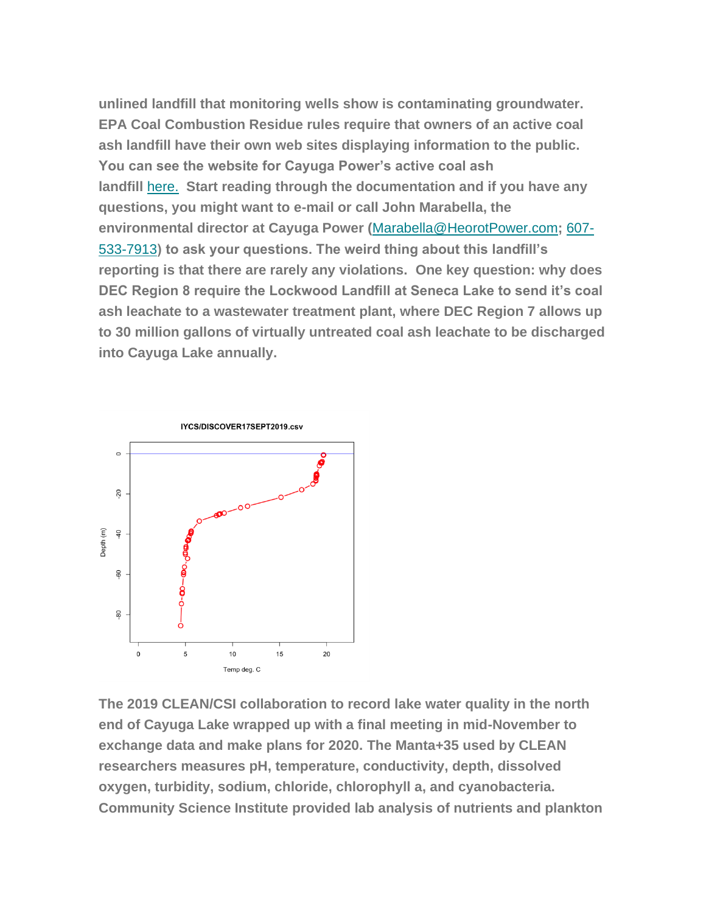**unlined landfill that monitoring wells show is contaminating groundwater. EPA Coal Combustion Residue rules require that owners of an active coal ash landfill have their own web sites displaying information to the public. You can see the website for Cayuga Power's active coal ash landfill here. Start reading through the documentation and if you have any questions, you might want to e-mail or call John Marabella, the environmental director at Cayuga Power (Marabella@HeorotPower.com; 607-533-7913) to ask your questions. The weird thing about this landfill's reporting is that there are rarely any violations. One key question: why does DEC Region 8 require the Lockwood Landfill at Seneca Lake to send it's coal ash leachate to a wastewater treatment plant, where DEC Region 7 allows up to 30 million gallons of virtually untreated coal ash leachate to be discharged into Cayuga Lake annually.**

IYCS/DISCOVER17SEPT2019.csv

**The 2019 CLEAN/CSI collaboration to record lake water quality in the north end of Cayuga Lake wrapped up with a final meeting in mid-November to exchange data and make plans for 2020. The Manta+35 used by CLEAN researchers measures pH, temperature, conductivity, depth, dissolved oxygen, turbidity, sodium, chloride, chlorophyll a, and cyanobacteria. Community Science Institute provided lab analysis of nutrients and plankton**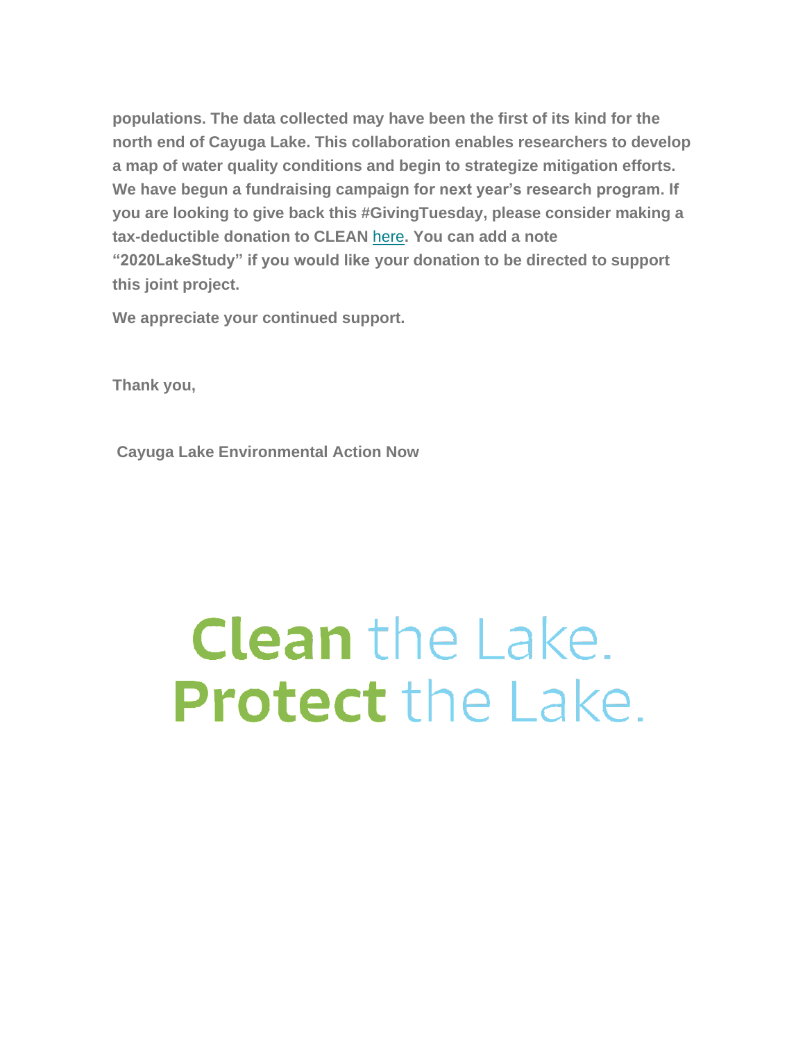**populations. The data collected may have been the first of its kind for the north end of Cayuga Lake. This collaboration enables researchers to develop a map of water quality conditions and begin to strategize mitigation efforts. We have begun a fundraising campaign for next year's research program. If you are looking to give back this #GivingTuesday, please consider making a tax-deductible donation to CLEAN here. You can add a note "2020LakeStudy" if you would like your donation to be directed to support this joint project.**

**We appreciate your continued support.**

**Thank you,**

**Cayuga Lake Environmental Action Now**

**Clean** the Lake.
**Protect** the Lake.